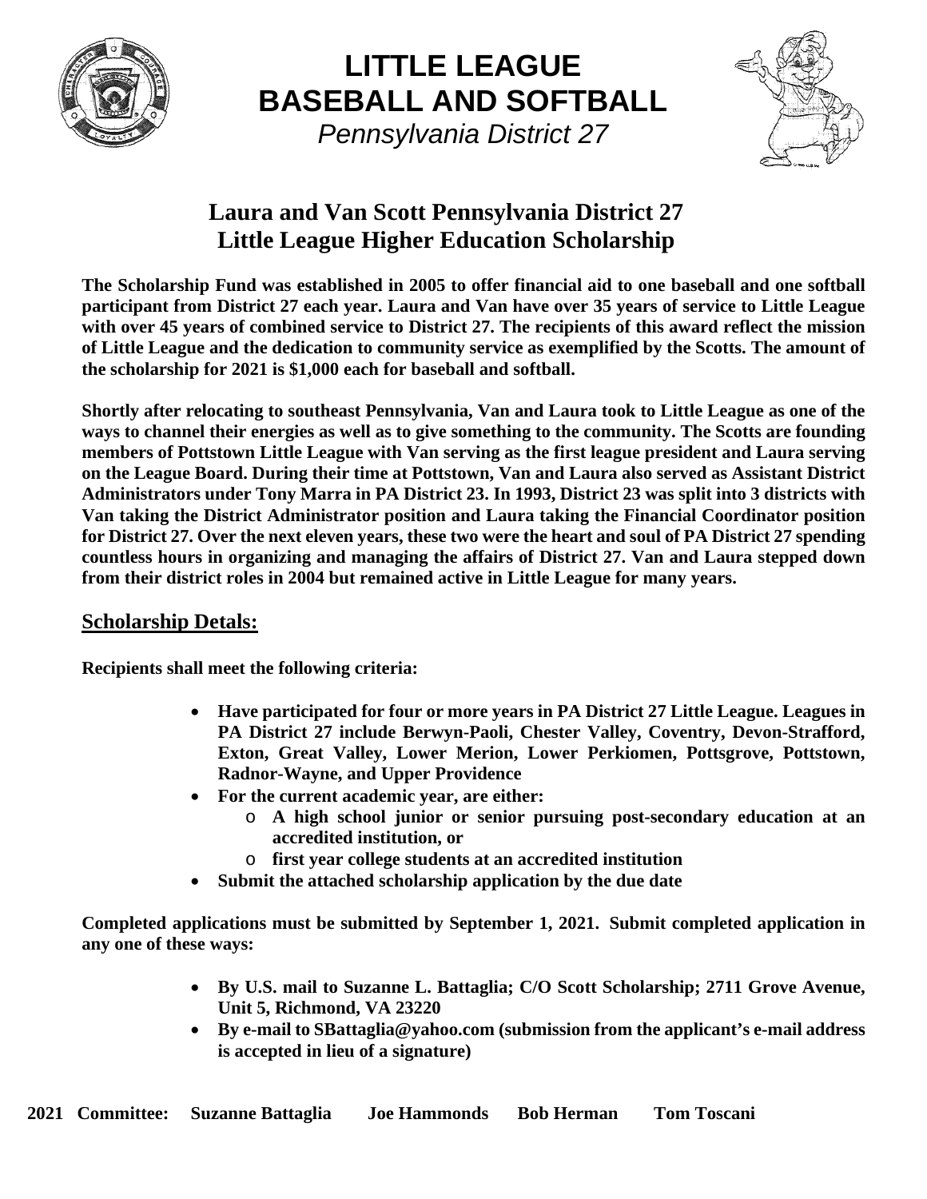# LITTLE LEAGUE
# BASEBALL AND SOFTBALL

*Pennsylvania District 27*

## Laura and Van Scott Pennsylvania District 27 Little League Higher Education Scholarship

**The Scholarship Fund was established in 2005 to offer financial aid to one baseball and one softball participant from District 27 each year. Laura and Van have over 35 years of service to Little League with over 45 years of combined service to District 27. The recipients of this award reflect the mission of Little League and the dedication to community service as exemplified by the Scotts. The amount of the scholarship for 2021 is $1,000 each for baseball and softball.**

**Shortly after relocating to southeast Pennsylvania, Van and Laura took to Little League as one of the ways to channel their energies as well as to give something to the community. The Scotts are founding members of Pottstown Little League with Van serving as the first league president and Laura serving on the League Board. During their time at Pottstown, Van and Laura also served as Assistant District Administrators under Tony Marra in PA District 23. In 1993, District 23 was split into 3 districts with Van taking the District Administrator position and Laura taking the Financial Coordinator position for District 27. Over the next eleven years, these two were the heart and soul of PA District 27 spending countless hours in organizing and managing the affairs of District 27. Van and Laura stepped down from their district roles in 2004 but remained active in Little League for many years.**

### Scholarship Detals:

**Recipients shall meet the following criteria:**

- **Have participated for four or more years in PA District 27 Little League. Leagues in PA District 27 include Berwyn-Paoli, Chester Valley, Coventry, Devon-Strafford, Exton, Great Valley, Lower Merion, Lower Perkiomen, Pottsgrove, Pottstown, Radnor-Wayne, and Upper Providence**
- **For the current academic year, are either:**
  - **A high school junior or senior pursuing post-secondary education at an accredited institution, or**
  - **first year college students at an accredited institution**
- **Submit the attached scholarship application by the due date**

**Completed applications must be submitted by September 1, 2021. Submit completed application in any one of these ways:**

- **By U.S. mail to Suzanne L. Battaglia; C/O Scott Scholarship; 2711 Grove Avenue, Unit 5, Richmond, VA 23220**
- **By e-mail to SBattaglia@yahoo.com (submission from the applicant's e-mail address is accepted in lieu of a signature)**

**2021 Committee: Suzanne Battaglia Joe Hammonds Bob Herman Tom Toscani**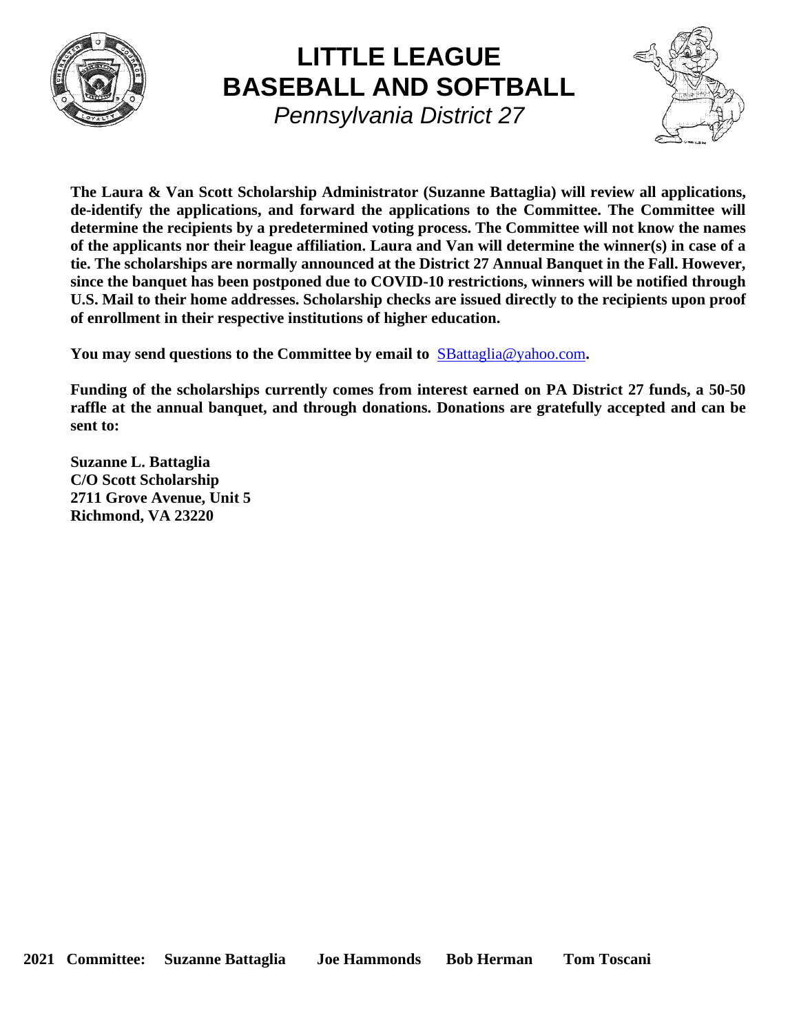# LITTLE LEAGUE BASEBALL AND SOFTBALL

*Pennsylvania District 27*

**The Laura & Van Scott Scholarship Administrator (Suzanne Battaglia) will review all applications, de-identify the applications, and forward the applications to the Committee. The Committee will determine the recipients by a predetermined voting process. The Committee will not know the names of the applicants nor their league affiliation. Laura and Van will determine the winner(s) in case of a tie. The scholarships are normally announced at the District 27 Annual Banquet in the Fall. However, since the banquet has been postponed due to COVID-10 restrictions, winners will be notified through U.S. Mail to their home addresses. Scholarship checks are issued directly to the recipients upon proof of enrollment in their respective institutions of higher education.**

**You may send questions to the Committee by email to** SBattaglia@yahoo.com**.**

**Funding of the scholarships currently comes from interest earned on PA District 27 funds, a 50-50 raffle at the annual banquet, and through donations. Donations are gratefully accepted and can be sent to:**

**Suzanne L. Battaglia**
**C/O Scott Scholarship**
**2711 Grove Avenue, Unit 5**
**Richmond, VA 23220**

**2021 Committee: Suzanne Battaglia Joe Hammonds Bob Herman Tom Toscani**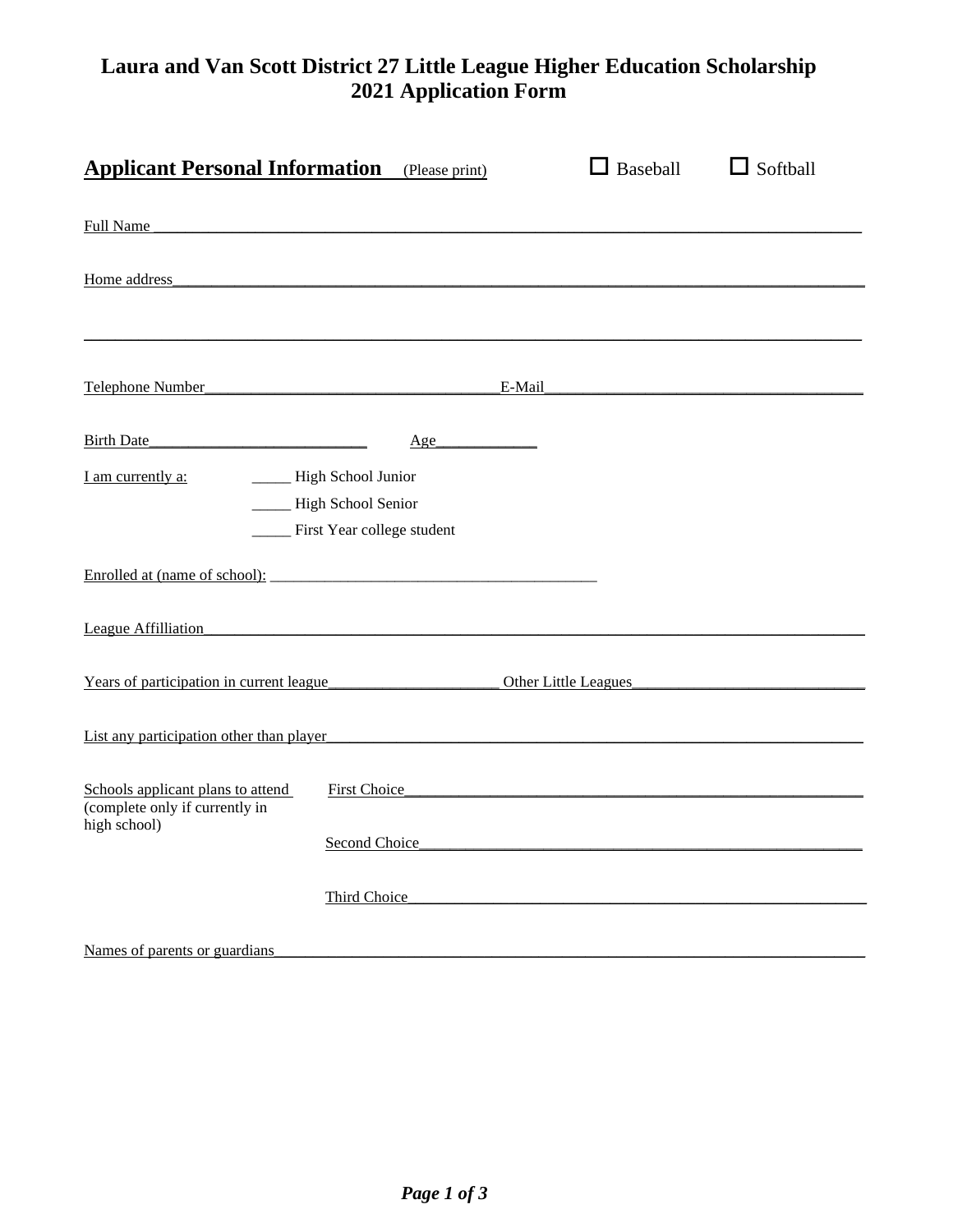# Laura and Van Scott District 27 Little League Higher Education Scholarship 2021 Application Form

## Applicant Personal Information (Please print) ☐ Baseball ☐ Softball

Full Name ____________________________________________________________________________

Home address__________________________________________________________________________

______________________________________________________________________________________

Telephone Number_________________________________E-Mail___________________________________

Birth Date__________________________ Age____________

I am currently a:
- _____ High School Junior
- _____ High School Senior
- _____ First Year college student

Enrolled at (name of school): ______________________________________

League Affilliation_____________________________________________________________________

Years of participation in current league_____________________ Other Little Leagues____________________________

List any participation other than player__________________________________________________________

Schools applicant plans to attend (complete only if currently in high school)

First Choice_______________________________________________________

Second Choice_____________________________________________________

Third Choice______________________________________________________

Names of parents or guardians______________________________________________________________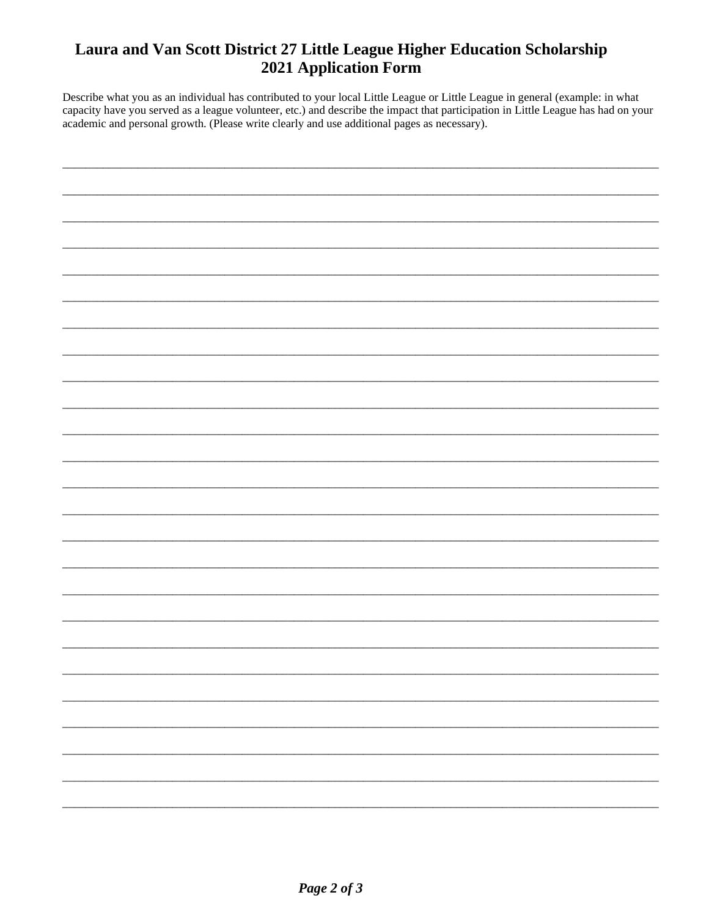# Laura and Van Scott District 27 Little League Higher Education Scholarship
# 2021 Application Form

Describe what you as an individual has contributed to your local Little League or Little League in general (example: in what capacity have you served as a league volunteer, etc.) and describe the impact that participation in Little League has had on your academic and personal growth. (Please write clearly and use additional pages as necessary).

\_\_\_\_\_\_\_\_\_\_\_\_\_\_\_\_\_\_\_\_\_\_\_\_\_\_\_\_\_\_\_\_\_\_\_\_\_\_\_\_\_\_\_\_\_\_\_\_\_\_\_\_\_\_\_\_\_\_\_\_\_\_\_\_\_\_\_\_\_\_\_\_\_\_\_\_\_\_

\_\_\_\_\_\_\_\_\_\_\_\_\_\_\_\_\_\_\_\_\_\_\_\_\_\_\_\_\_\_\_\_\_\_\_\_\_\_\_\_\_\_\_\_\_\_\_\_\_\_\_\_\_\_\_\_\_\_\_\_\_\_\_\_\_\_\_\_\_\_\_\_\_\_\_\_\_\_

\_\_\_\_\_\_\_\_\_\_\_\_\_\_\_\_\_\_\_\_\_\_\_\_\_\_\_\_\_\_\_\_\_\_\_\_\_\_\_\_\_\_\_\_\_\_\_\_\_\_\_\_\_\_\_\_\_\_\_\_\_\_\_\_\_\_\_\_\_\_\_\_\_\_\_\_\_\_

\_\_\_\_\_\_\_\_\_\_\_\_\_\_\_\_\_\_\_\_\_\_\_\_\_\_\_\_\_\_\_\_\_\_\_\_\_\_\_\_\_\_\_\_\_\_\_\_\_\_\_\_\_\_\_\_\_\_\_\_\_\_\_\_\_\_\_\_\_\_\_\_\_\_\_\_\_\_

\_\_\_\_\_\_\_\_\_\_\_\_\_\_\_\_\_\_\_\_\_\_\_\_\_\_\_\_\_\_\_\_\_\_\_\_\_\_\_\_\_\_\_\_\_\_\_\_\_\_\_\_\_\_\_\_\_\_\_\_\_\_\_\_\_\_\_\_\_\_\_\_\_\_\_\_\_\_

\_\_\_\_\_\_\_\_\_\_\_\_\_\_\_\_\_\_\_\_\_\_\_\_\_\_\_\_\_\_\_\_\_\_\_\_\_\_\_\_\_\_\_\_\_\_\_\_\_\_\_\_\_\_\_\_\_\_\_\_\_\_\_\_\_\_\_\_\_\_\_\_\_\_\_\_\_\_

\_\_\_\_\_\_\_\_\_\_\_\_\_\_\_\_\_\_\_\_\_\_\_\_\_\_\_\_\_\_\_\_\_\_\_\_\_\_\_\_\_\_\_\_\_\_\_\_\_\_\_\_\_\_\_\_\_\_\_\_\_\_\_\_\_\_\_\_\_\_\_\_\_\_\_\_\_\_

\_\_\_\_\_\_\_\_\_\_\_\_\_\_\_\_\_\_\_\_\_\_\_\_\_\_\_\_\_\_\_\_\_\_\_\_\_\_\_\_\_\_\_\_\_\_\_\_\_\_\_\_\_\_\_\_\_\_\_\_\_\_\_\_\_\_\_\_\_\_\_\_\_\_\_\_\_\_

\_\_\_\_\_\_\_\_\_\_\_\_\_\_\_\_\_\_\_\_\_\_\_\_\_\_\_\_\_\_\_\_\_\_\_\_\_\_\_\_\_\_\_\_\_\_\_\_\_\_\_\_\_\_\_\_\_\_\_\_\_\_\_\_\_\_\_\_\_\_\_\_\_\_\_\_\_\_

\_\_\_\_\_\_\_\_\_\_\_\_\_\_\_\_\_\_\_\_\_\_\_\_\_\_\_\_\_\_\_\_\_\_\_\_\_\_\_\_\_\_\_\_\_\_\_\_\_\_\_\_\_\_\_\_\_\_\_\_\_\_\_\_\_\_\_\_\_\_\_\_\_\_\_\_\_\_

\_\_\_\_\_\_\_\_\_\_\_\_\_\_\_\_\_\_\_\_\_\_\_\_\_\_\_\_\_\_\_\_\_\_\_\_\_\_\_\_\_\_\_\_\_\_\_\_\_\_\_\_\_\_\_\_\_\_\_\_\_\_\_\_\_\_\_\_\_\_\_\_\_\_\_\_\_\_

\_\_\_\_\_\_\_\_\_\_\_\_\_\_\_\_\_\_\_\_\_\_\_\_\_\_\_\_\_\_\_\_\_\_\_\_\_\_\_\_\_\_\_\_\_\_\_\_\_\_\_\_\_\_\_\_\_\_\_\_\_\_\_\_\_\_\_\_\_\_\_\_\_\_\_\_\_\_

\_\_\_\_\_\_\_\_\_\_\_\_\_\_\_\_\_\_\_\_\_\_\_\_\_\_\_\_\_\_\_\_\_\_\_\_\_\_\_\_\_\_\_\_\_\_\_\_\_\_\_\_\_\_\_\_\_\_\_\_\_\_\_\_\_\_\_\_\_\_\_\_\_\_\_\_\_\_

\_\_\_\_\_\_\_\_\_\_\_\_\_\_\_\_\_\_\_\_\_\_\_\_\_\_\_\_\_\_\_\_\_\_\_\_\_\_\_\_\_\_\_\_\_\_\_\_\_\_\_\_\_\_\_\_\_\_\_\_\_\_\_\_\_\_\_\_\_\_\_\_\_\_\_\_\_\_

\_\_\_\_\_\_\_\_\_\_\_\_\_\_\_\_\_\_\_\_\_\_\_\_\_\_\_\_\_\_\_\_\_\_\_\_\_\_\_\_\_\_\_\_\_\_\_\_\_\_\_\_\_\_\_\_\_\_\_\_\_\_\_\_\_\_\_\_\_\_\_\_\_\_\_\_\_\_

\_\_\_\_\_\_\_\_\_\_\_\_\_\_\_\_\_\_\_\_\_\_\_\_\_\_\_\_\_\_\_\_\_\_\_\_\_\_\_\_\_\_\_\_\_\_\_\_\_\_\_\_\_\_\_\_\_\_\_\_\_\_\_\_\_\_\_\_\_\_\_\_\_\_\_\_\_\_

\_\_\_\_\_\_\_\_\_\_\_\_\_\_\_\_\_\_\_\_\_\_\_\_\_\_\_\_\_\_\_\_\_\_\_\_\_\_\_\_\_\_\_\_\_\_\_\_\_\_\_\_\_\_\_\_\_\_\_\_\_\_\_\_\_\_\_\_\_\_\_\_\_\_\_\_\_\_

\_\_\_\_\_\_\_\_\_\_\_\_\_\_\_\_\_\_\_\_\_\_\_\_\_\_\_\_\_\_\_\_\_\_\_\_\_\_\_\_\_\_\_\_\_\_\_\_\_\_\_\_\_\_\_\_\_\_\_\_\_\_\_\_\_\_\_\_\_\_\_\_\_\_\_\_\_\_

\_\_\_\_\_\_\_\_\_\_\_\_\_\_\_\_\_\_\_\_\_\_\_\_\_\_\_\_\_\_\_\_\_\_\_\_\_\_\_\_\_\_\_\_\_\_\_\_\_\_\_\_\_\_\_\_\_\_\_\_\_\_\_\_\_\_\_\_\_\_\_\_\_\_\_\_\_\_

\_\_\_\_\_\_\_\_\_\_\_\_\_\_\_\_\_\_\_\_\_\_\_\_\_\_\_\_\_\_\_\_\_\_\_\_\_\_\_\_\_\_\_\_\_\_\_\_\_\_\_\_\_\_\_\_\_\_\_\_\_\_\_\_\_\_\_\_\_\_\_\_\_\_\_\_\_\_

\_\_\_\_\_\_\_\_\_\_\_\_\_\_\_\_\_\_\_\_\_\_\_\_\_\_\_\_\_\_\_\_\_\_\_\_\_\_\_\_\_\_\_\_\_\_\_\_\_\_\_\_\_\_\_\_\_\_\_\_\_\_\_\_\_\_\_\_\_\_\_\_\_\_\_\_\_\_

\_\_\_\_\_\_\_\_\_\_\_\_\_\_\_\_\_\_\_\_\_\_\_\_\_\_\_\_\_\_\_\_\_\_\_\_\_\_\_\_\_\_\_\_\_\_\_\_\_\_\_\_\_\_\_\_\_\_\_\_\_\_\_\_\_\_\_\_\_\_\_\_\_\_\_\_\_\_

\_\_\_\_\_\_\_\_\_\_\_\_\_\_\_\_\_\_\_\_\_\_\_\_\_\_\_\_\_\_\_\_\_\_\_\_\_\_\_\_\_\_\_\_\_\_\_\_\_\_\_\_\_\_\_\_\_\_\_\_\_\_\_\_\_\_\_\_\_\_\_\_\_\_\_\_\_\_

\_\_\_\_\_\_\_\_\_\_\_\_\_\_\_\_\_\_\_\_\_\_\_\_\_\_\_\_\_\_\_\_\_\_\_\_\_\_\_\_\_\_\_\_\_\_\_\_\_\_\_\_\_\_\_\_\_\_\_\_\_\_\_\_\_\_\_\_\_\_\_\_\_\_\_\_\_\_

\_\_\_\_\_\_\_\_\_\_\_\_\_\_\_\_\_\_\_\_\_\_\_\_\_\_\_\_\_\_\_\_\_\_\_\_\_\_\_\_\_\_\_\_\_\_\_\_\_\_\_\_\_\_\_\_\_\_\_\_\_\_\_\_\_\_\_\_\_\_\_\_\_\_\_\_\_\_

\_\_\_\_\_\_\_\_\_\_\_\_\_\_\_\_\_\_\_\_\_\_\_\_\_\_\_\_\_\_\_\_\_\_\_\_\_\_\_\_\_\_\_\_\_\_\_\_\_\_\_\_\_\_\_\_\_\_\_\_\_\_\_\_\_\_\_\_\_\_\_\_\_\_\_\_\_\_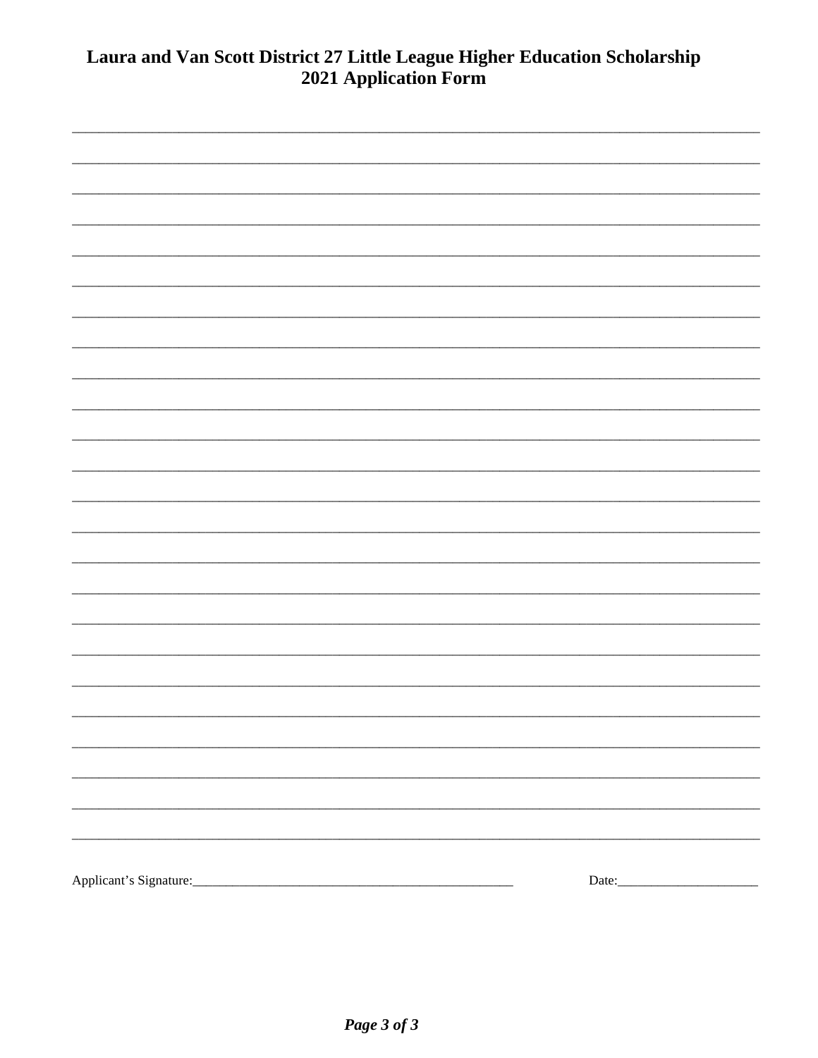# Laura and Van Scott District 27 Little League Higher Education Scholarship
# 2021 Application Form

\_\_\_\_\_\_\_\_\_\_\_\_\_\_\_\_\_\_\_\_\_\_\_\_\_\_\_\_\_\_\_\_\_\_\_\_\_\_\_\_\_\_\_\_\_\_\_\_\_\_\_\_\_\_\_\_\_\_\_\_\_\_\_\_\_\_\_\_\_\_\_\_\_\_\_\_\_\_\_\_\_\_

\_\_\_\_\_\_\_\_\_\_\_\_\_\_\_\_\_\_\_\_\_\_\_\_\_\_\_\_\_\_\_\_\_\_\_\_\_\_\_\_\_\_\_\_\_\_\_\_\_\_\_\_\_\_\_\_\_\_\_\_\_\_\_\_\_\_\_\_\_\_\_\_\_\_\_\_\_\_\_\_\_\_

\_\_\_\_\_\_\_\_\_\_\_\_\_\_\_\_\_\_\_\_\_\_\_\_\_\_\_\_\_\_\_\_\_\_\_\_\_\_\_\_\_\_\_\_\_\_\_\_\_\_\_\_\_\_\_\_\_\_\_\_\_\_\_\_\_\_\_\_\_\_\_\_\_\_\_\_\_\_\_\_\_\_

\_\_\_\_\_\_\_\_\_\_\_\_\_\_\_\_\_\_\_\_\_\_\_\_\_\_\_\_\_\_\_\_\_\_\_\_\_\_\_\_\_\_\_\_\_\_\_\_\_\_\_\_\_\_\_\_\_\_\_\_\_\_\_\_\_\_\_\_\_\_\_\_\_\_\_\_\_\_\_\_\_\_

\_\_\_\_\_\_\_\_\_\_\_\_\_\_\_\_\_\_\_\_\_\_\_\_\_\_\_\_\_\_\_\_\_\_\_\_\_\_\_\_\_\_\_\_\_\_\_\_\_\_\_\_\_\_\_\_\_\_\_\_\_\_\_\_\_\_\_\_\_\_\_\_\_\_\_\_\_\_\_\_\_\_

\_\_\_\_\_\_\_\_\_\_\_\_\_\_\_\_\_\_\_\_\_\_\_\_\_\_\_\_\_\_\_\_\_\_\_\_\_\_\_\_\_\_\_\_\_\_\_\_\_\_\_\_\_\_\_\_\_\_\_\_\_\_\_\_\_\_\_\_\_\_\_\_\_\_\_\_\_\_\_\_\_\_

\_\_\_\_\_\_\_\_\_\_\_\_\_\_\_\_\_\_\_\_\_\_\_\_\_\_\_\_\_\_\_\_\_\_\_\_\_\_\_\_\_\_\_\_\_\_\_\_\_\_\_\_\_\_\_\_\_\_\_\_\_\_\_\_\_\_\_\_\_\_\_\_\_\_\_\_\_\_\_\_\_\_

\_\_\_\_\_\_\_\_\_\_\_\_\_\_\_\_\_\_\_\_\_\_\_\_\_\_\_\_\_\_\_\_\_\_\_\_\_\_\_\_\_\_\_\_\_\_\_\_\_\_\_\_\_\_\_\_\_\_\_\_\_\_\_\_\_\_\_\_\_\_\_\_\_\_\_\_\_\_\_\_\_\_

\_\_\_\_\_\_\_\_\_\_\_\_\_\_\_\_\_\_\_\_\_\_\_\_\_\_\_\_\_\_\_\_\_\_\_\_\_\_\_\_\_\_\_\_\_\_\_\_\_\_\_\_\_\_\_\_\_\_\_\_\_\_\_\_\_\_\_\_\_\_\_\_\_\_\_\_\_\_\_\_\_\_

\_\_\_\_\_\_\_\_\_\_\_\_\_\_\_\_\_\_\_\_\_\_\_\_\_\_\_\_\_\_\_\_\_\_\_\_\_\_\_\_\_\_\_\_\_\_\_\_\_\_\_\_\_\_\_\_\_\_\_\_\_\_\_\_\_\_\_\_\_\_\_\_\_\_\_\_\_\_\_\_\_\_

\_\_\_\_\_\_\_\_\_\_\_\_\_\_\_\_\_\_\_\_\_\_\_\_\_\_\_\_\_\_\_\_\_\_\_\_\_\_\_\_\_\_\_\_\_\_\_\_\_\_\_\_\_\_\_\_\_\_\_\_\_\_\_\_\_\_\_\_\_\_\_\_\_\_\_\_\_\_\_\_\_\_

\_\_\_\_\_\_\_\_\_\_\_\_\_\_\_\_\_\_\_\_\_\_\_\_\_\_\_\_\_\_\_\_\_\_\_\_\_\_\_\_\_\_\_\_\_\_\_\_\_\_\_\_\_\_\_\_\_\_\_\_\_\_\_\_\_\_\_\_\_\_\_\_\_\_\_\_\_\_\_\_\_\_

\_\_\_\_\_\_\_\_\_\_\_\_\_\_\_\_\_\_\_\_\_\_\_\_\_\_\_\_\_\_\_\_\_\_\_\_\_\_\_\_\_\_\_\_\_\_\_\_\_\_\_\_\_\_\_\_\_\_\_\_\_\_\_\_\_\_\_\_\_\_\_\_\_\_\_\_\_\_\_\_\_\_

\_\_\_\_\_\_\_\_\_\_\_\_\_\_\_\_\_\_\_\_\_\_\_\_\_\_\_\_\_\_\_\_\_\_\_\_\_\_\_\_\_\_\_\_\_\_\_\_\_\_\_\_\_\_\_\_\_\_\_\_\_\_\_\_\_\_\_\_\_\_\_\_\_\_\_\_\_\_\_\_\_\_

\_\_\_\_\_\_\_\_\_\_\_\_\_\_\_\_\_\_\_\_\_\_\_\_\_\_\_\_\_\_\_\_\_\_\_\_\_\_\_\_\_\_\_\_\_\_\_\_\_\_\_\_\_\_\_\_\_\_\_\_\_\_\_\_\_\_\_\_\_\_\_\_\_\_\_\_\_\_\_\_\_\_

\_\_\_\_\_\_\_\_\_\_\_\_\_\_\_\_\_\_\_\_\_\_\_\_\_\_\_\_\_\_\_\_\_\_\_\_\_\_\_\_\_\_\_\_\_\_\_\_\_\_\_\_\_\_\_\_\_\_\_\_\_\_\_\_\_\_\_\_\_\_\_\_\_\_\_\_\_\_\_\_\_\_

\_\_\_\_\_\_\_\_\_\_\_\_\_\_\_\_\_\_\_\_\_\_\_\_\_\_\_\_\_\_\_\_\_\_\_\_\_\_\_\_\_\_\_\_\_\_\_\_\_\_\_\_\_\_\_\_\_\_\_\_\_\_\_\_\_\_\_\_\_\_\_\_\_\_\_\_\_\_\_\_\_\_

\_\_\_\_\_\_\_\_\_\_\_\_\_\_\_\_\_\_\_\_\_\_\_\_\_\_\_\_\_\_\_\_\_\_\_\_\_\_\_\_\_\_\_\_\_\_\_\_\_\_\_\_\_\_\_\_\_\_\_\_\_\_\_\_\_\_\_\_\_\_\_\_\_\_\_\_\_\_\_\_\_\_

\_\_\_\_\_\_\_\_\_\_\_\_\_\_\_\_\_\_\_\_\_\_\_\_\_\_\_\_\_\_\_\_\_\_\_\_\_\_\_\_\_\_\_\_\_\_\_\_\_\_\_\_\_\_\_\_\_\_\_\_\_\_\_\_\_\_\_\_\_\_\_\_\_\_\_\_\_\_\_\_\_\_

\_\_\_\_\_\_\_\_\_\_\_\_\_\_\_\_\_\_\_\_\_\_\_\_\_\_\_\_\_\_\_\_\_\_\_\_\_\_\_\_\_\_\_\_\_\_\_\_\_\_\_\_\_\_\_\_\_\_\_\_\_\_\_\_\_\_\_\_\_\_\_\_\_\_\_\_\_\_\_\_\_\_

\_\_\_\_\_\_\_\_\_\_\_\_\_\_\_\_\_\_\_\_\_\_\_\_\_\_\_\_\_\_\_\_\_\_\_\_\_\_\_\_\_\_\_\_\_\_\_\_\_\_\_\_\_\_\_\_\_\_\_\_\_\_\_\_\_\_\_\_\_\_\_\_\_\_\_\_\_\_\_\_\_\_

\_\_\_\_\_\_\_\_\_\_\_\_\_\_\_\_\_\_\_\_\_\_\_\_\_\_\_\_\_\_\_\_\_\_\_\_\_\_\_\_\_\_\_\_\_\_\_\_\_\_\_\_\_\_\_\_\_\_\_\_\_\_\_\_\_\_\_\_\_\_\_\_\_\_\_\_\_\_\_\_\_\_

\_\_\_\_\_\_\_\_\_\_\_\_\_\_\_\_\_\_\_\_\_\_\_\_\_\_\_\_\_\_\_\_\_\_\_\_\_\_\_\_\_\_\_\_\_\_\_\_\_\_\_\_\_\_\_\_\_\_\_\_\_\_\_\_\_\_\_\_\_\_\_\_\_\_\_\_\_\_\_\_\_\_

\_\_\_\_\_\_\_\_\_\_\_\_\_\_\_\_\_\_\_\_\_\_\_\_\_\_\_\_\_\_\_\_\_\_\_\_\_\_\_\_\_\_\_\_\_\_\_\_\_\_\_\_\_\_\_\_\_\_\_\_\_\_\_\_\_\_\_\_\_\_\_\_\_\_\_\_\_\_\_\_\_\_

Applicant's Signature:\_\_\_\_\_\_\_\_\_\_\_\_\_\_\_\_\_\_\_\_\_\_\_\_\_\_\_\_\_\_\_\_\_\_\_\_\_\_\_\_\_\_\_\_\_\_\_\_ Date:\_\_\_\_\_\_\_\_\_\_\_\_\_\_\_\_\_\_\_\_\_